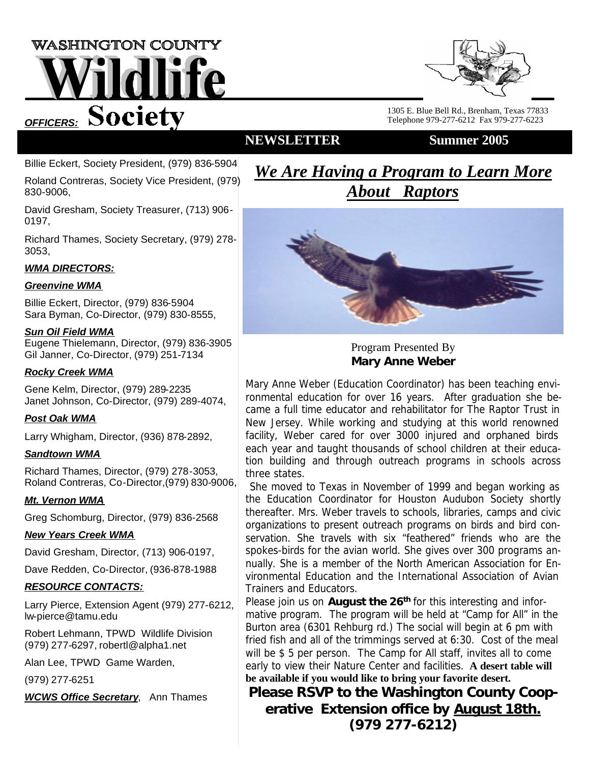# WASHINGTON COUNTY Wildlife Society

1305 E. Blue Bell Rd., Brenham, Texas 77833
Telephone 979-277-6212 Fax 979-277-6223

**NEWSLETTER Summer 2005**

***OFFICERS:***

Billie Eckert, Society President, (979) 836-5904

Roland Contreras, Society Vice President, (979) 830-9006,

David Gresham, Society Treasurer, (713) 906-0197,

Richard Thames, Society Secretary, (979) 278-3053,

***WMA DIRECTORS:***

***Greenvine WMA***

Billie Eckert, Director, (979) 836-5904
Sara Byman, Co-Director, (979) 830-8555,

***Sun Oil Field WMA***

Eugene Thielemann, Director, (979) 836-3905
Gil Janner, Co-Director, (979) 251-7134

***Rocky Creek WMA***

Gene Kelm, Director, (979) 289-2235
Janet Johnson, Co-Director, (979) 289-4074,

***Post Oak WMA***

Larry Whigham, Director, (936) 878-2892,

***Sandtown WMA***

Richard Thames, Director, (979) 278-3053,
Roland Contreras, Co-Director,(979) 830-9006,

***Mt. Vernon WMA***

Greg Schomburg, Director, (979) 836-2568

***New Years Creek WMA***

David Gresham, Director, (713) 906-0197,

Dave Redden, Co-Director, (936-878-1988

***RESOURCE CONTACTS:***

Larry Pierce, Extension Agent (979) 277-6212, lw-pierce@tamu.edu

Robert Lehmann, TPWD Wildlife Division (979) 277-6297, robertl@alpha1.net

Alan Lee, TPWD Game Warden,

(979) 277-6251

***WCWS Office Secretary***, Ann Thames

## ***We Are Having a Program to Learn More About Raptors***

Program Presented By
**Mary Anne Weber**

Mary Anne Weber (Education Coordinator) has been teaching environmental education for over 16 years. After graduation she became a full time educator and rehabilitator for The Raptor Trust in New Jersey. While working and studying at this world renowned facility, Weber cared for over 3000 injured and orphaned birds each year and taught thousands of school children at their education building and through outreach programs in schools across three states.

She moved to Texas in November of 1999 and began working as the Education Coordinator for Houston Audubon Society shortly thereafter. Mrs. Weber travels to schools, libraries, camps and civic organizations to present outreach programs on birds and bird conservation. She travels with six "feathered" friends who are the spokes-birds for the avian world. She gives over 300 programs annually. She is a member of the North American Association for Environmental Education and the International Association of Avian Trainers and Educators.

Please join us on **August the 26th** for this interesting and informative program. The program will be held at "Camp for All" in the Burton area (6301 Rehburg rd.) The social will begin at 6 pm with fried fish and all of the trimmings served at 6:30. Cost of the meal will be $ 5 per person. The Camp for All staff, invites all to come early to view their Nature Center and facilities. **A desert table will be available if you would like to bring your favorite desert.**

**Please RSVP to the Washington County Cooperative Extension office by <u>August 18th.</u> (979 277-6212)**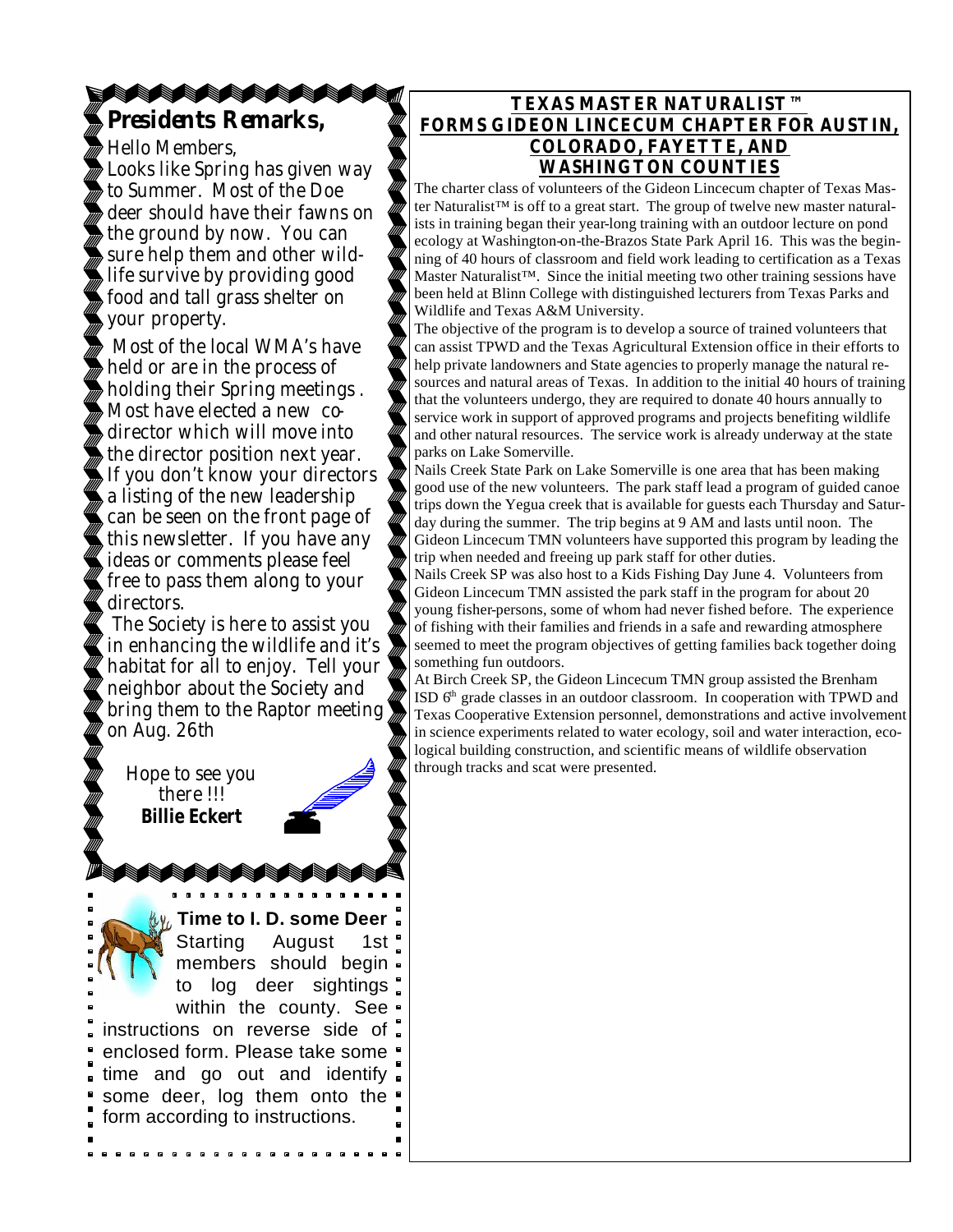## Presidents Remarks,

Hello Members,

Looks like Spring has given way to Summer. Most of the Doe deer should have their fawns on the ground by now. You can sure help them and other wildlife survive by providing good food and tall grass shelter on your property.

Most of the local WMA's have held or are in the process of holding their Spring meetings . Most have elected a new co-director which will move into the director position next year. If you don't know your directors a listing of the new leadership can be seen on the front page of this newsletter. If you have any ideas or comments please feel free to pass them along to your directors.

The Society is here to assist you in enhancing the wildlife and it's habitat for all to enjoy. Tell your neighbor about the Society and bring them to the Raptor meeting on Aug. 26th

Hope to see you there !!!
**Billie Eckert**

### Time to I. D. some Deer

Starting August 1st members should begin to log deer sightings within the county. See instructions on reverse side of enclosed form. Please take some time and go out and identify some deer, log them onto the form according to instructions.

## TEXAS MASTER NATURALIST™ FORMS GIDEON LINCECUM CHAPTER FOR AUSTIN, COLORADO, FAYETTE, AND WASHINGTON COUNTIES

The charter class of volunteers of the Gideon Lincecum chapter of Texas Master Naturalist™ is off to a great start. The group of twelve new master naturalists in training began their year-long training with an outdoor lecture on pond ecology at Washington-on-the-Brazos State Park April 16. This was the beginning of 40 hours of classroom and field work leading to certification as a Texas Master Naturalist™. Since the initial meeting two other training sessions have been held at Blinn College with distinguished lecturers from Texas Parks and Wildlife and Texas A&M University.

The objective of the program is to develop a source of trained volunteers that can assist TPWD and the Texas Agricultural Extension office in their efforts to help private landowners and State agencies to properly manage the natural resources and natural areas of Texas. In addition to the initial 40 hours of training that the volunteers undergo, they are required to donate 40 hours annually to service work in support of approved programs and projects benefiting wildlife and other natural resources. The service work is already underway at the state parks on Lake Somerville.

Nails Creek State Park on Lake Somerville is one area that has been making good use of the new volunteers. The park staff lead a program of guided canoe trips down the Yegua creek that is available for guests each Thursday and Saturday during the summer. The trip begins at 9 AM and lasts until noon. The Gideon Lincecum TMN volunteers have supported this program by leading the trip when needed and freeing up park staff for other duties.

Nails Creek SP was also host to a Kids Fishing Day June 4. Volunteers from Gideon Lincecum TMN assisted the park staff in the program for about 20 young fisher-persons, some of whom had never fished before. The experience of fishing with their families and friends in a safe and rewarding atmosphere seemed to meet the program objectives of getting families back together doing something fun outdoors.

At Birch Creek SP, the Gideon Lincecum TMN group assisted the Brenham ISD 6th grade classes in an outdoor classroom. In cooperation with TPWD and Texas Cooperative Extension personnel, demonstrations and active involvement in science experiments related to water ecology, soil and water interaction, ecological building construction, and scientific means of wildlife observation through tracks and scat were presented.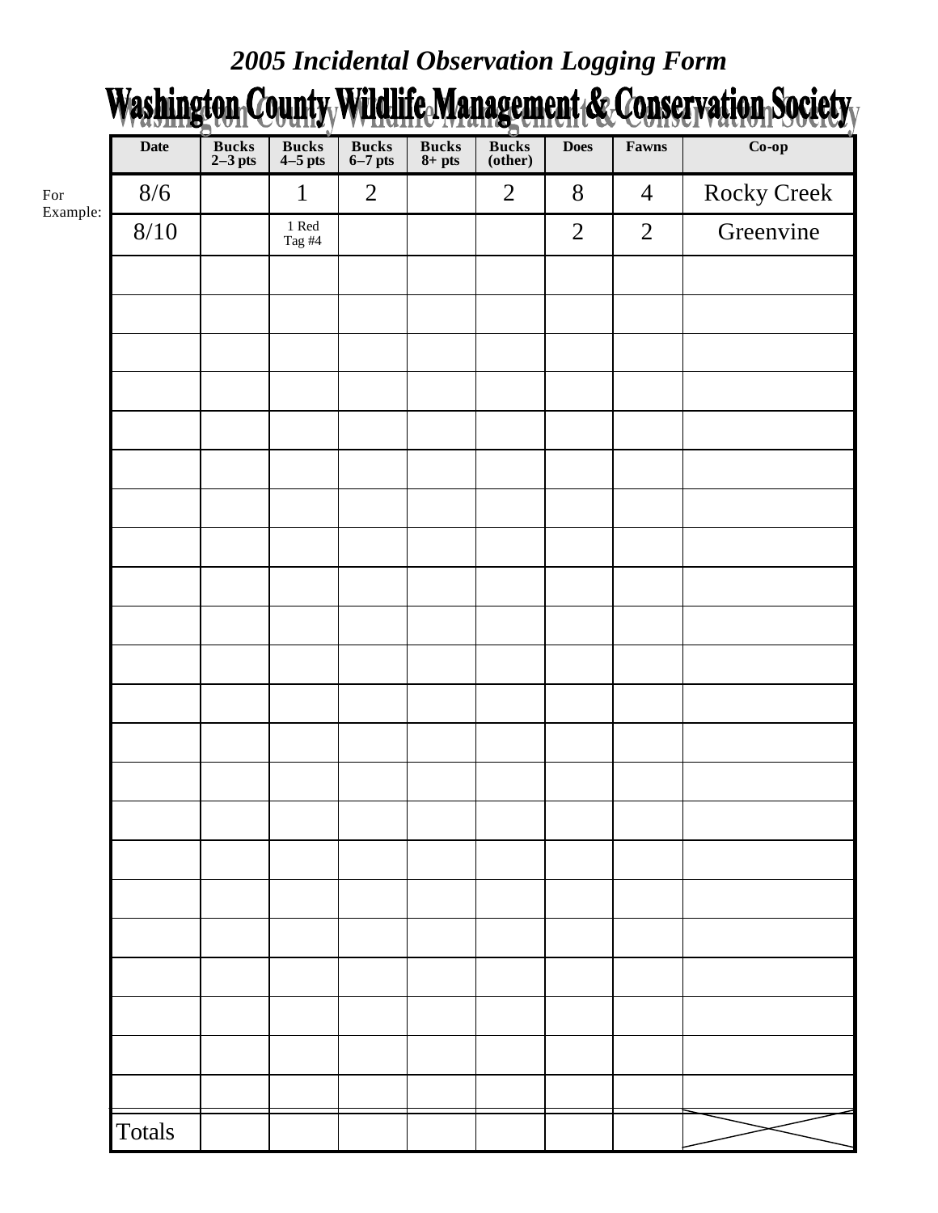# *2005 Incidental Observation Logging Form*

## Washington County Wildlife Management & Conservation Society

| | Date | Bucks 2–3 pts | Bucks 4–5 pts | Bucks 6–7 pts | Bucks 8+ pts | Bucks (other) | Does | Fawns | Co-op |
|---|---|---|---|---|---|---|---|---|---|
| For Example: | 8/6 | | 1 | 2 | | 2 | 8 | 4 | Rocky Creek |
| | 8/10 | | 1 Red Tag #4 | | | | 2 | 2 | Greenvine |
| | | | | | | | | | |
| | | | | | | | | | |
| | | | | | | | | | |
| | | | | | | | | | |
| | | | | | | | | | |
| | | | | | | | | | |
| | | | | | | | | | |
| | | | | | | | | | |
| | | | | | | | | | |
| | | | | | | | | | |
| | | | | | | | | | |
| | | | | | | | | | |
| | | | | | | | | | |
| | | | | | | | | | |
| | | | | | | | | | |
| | | | | | | | | | |
| | | | | | | | | | |
| | | | | | | | | | |
| | | | | | | | | | |
| | | | | | | | | | |
| | | | | | | | | | |
| | | | | | | | | | |
| | Totals | | | | | | | | |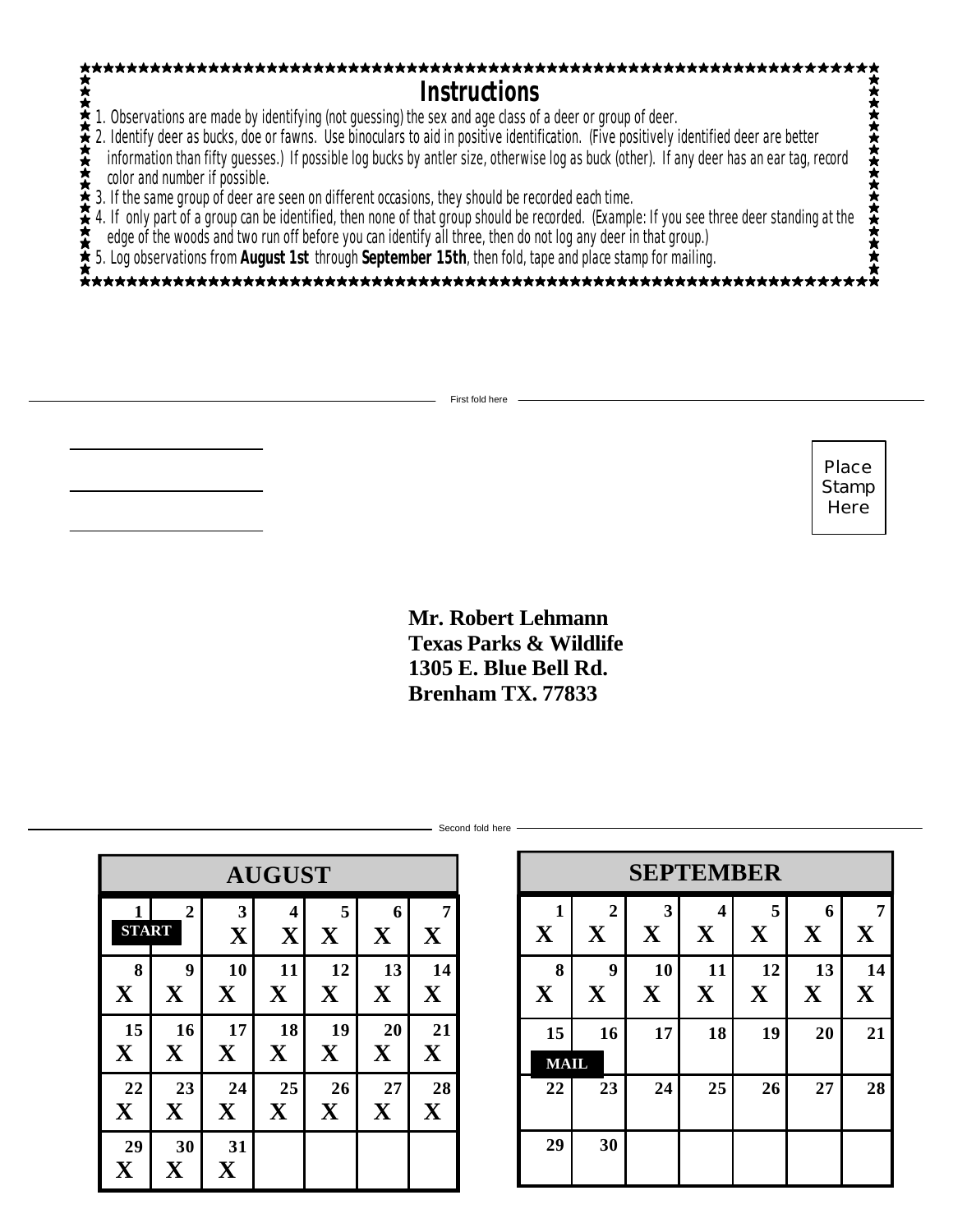## Instructions

1. Observations are made by identifying (not guessing) the sex and age class of a deer or group of deer.
2. Identify deer as bucks, doe or fawns. Use binoculars to aid in positive identification. (Five positively identified deer are better information than fifty guesses.) If possible log bucks by antler size, otherwise log as buck (other). If any deer has an ear tag, record color and number if possible.
3. If the same group of deer are seen on different occasions, they should be recorded each time.
4. If only part of a group can be identified, then none of that group should be recorded. (Example: If you see three deer standing at the edge of the woods and two run off before you can identify all three, then do not log any deer in that group.)
5. Log observations from **August 1st** through **September 15th**, then fold, tape and place stamp for mailing.

First fold here

\_\_\_\_\_\_\_\_\_\_\_\_\_\_\_\_\_\_\_\_

\_\_\_\_\_\_\_\_\_\_\_\_\_\_\_\_\_\_\_\_

\_\_\_\_\_\_\_\_\_\_\_\_\_\_\_\_\_\_\_\_

Place Stamp Here

**Mr. Robert Lehmann**
**Texas Parks & Wildlife**
**1305 E. Blue Bell Rd.**
**Brenham TX. 77833**

Second fold here

| AUGUST | | | | | | |
|---|---|---|---|---|---|---|
| 1 START | 2 | 3 X | 4 X | 5 X | 6 X | 7 X |
| 8 X | 9 X | 10 X | 11 X | 12 X | 13 X | 14 X |
| 15 X | 16 X | 17 X | 18 X | 19 X | 20 X | 21 X |
| 22 X | 23 X | 24 X | 25 X | 26 X | 27 X | 28 X |
| 29 X | 30 X | 31 X | | | | |

| SEPTEMBER | | | | | | |
|---|---|---|---|---|---|---|
| 1 X | 2 X | 3 X | 4 X | 5 X | 6 X | 7 X |
| 8 X | 9 X | 10 X | 11 X | 12 X | 13 X | 14 X |
| 15 MAIL | 16 | 17 | 18 | 19 | 20 | 21 |
| 22 | 23 | 24 | 25 | 26 | 27 | 28 |
| 29 | 30 | | | | | |